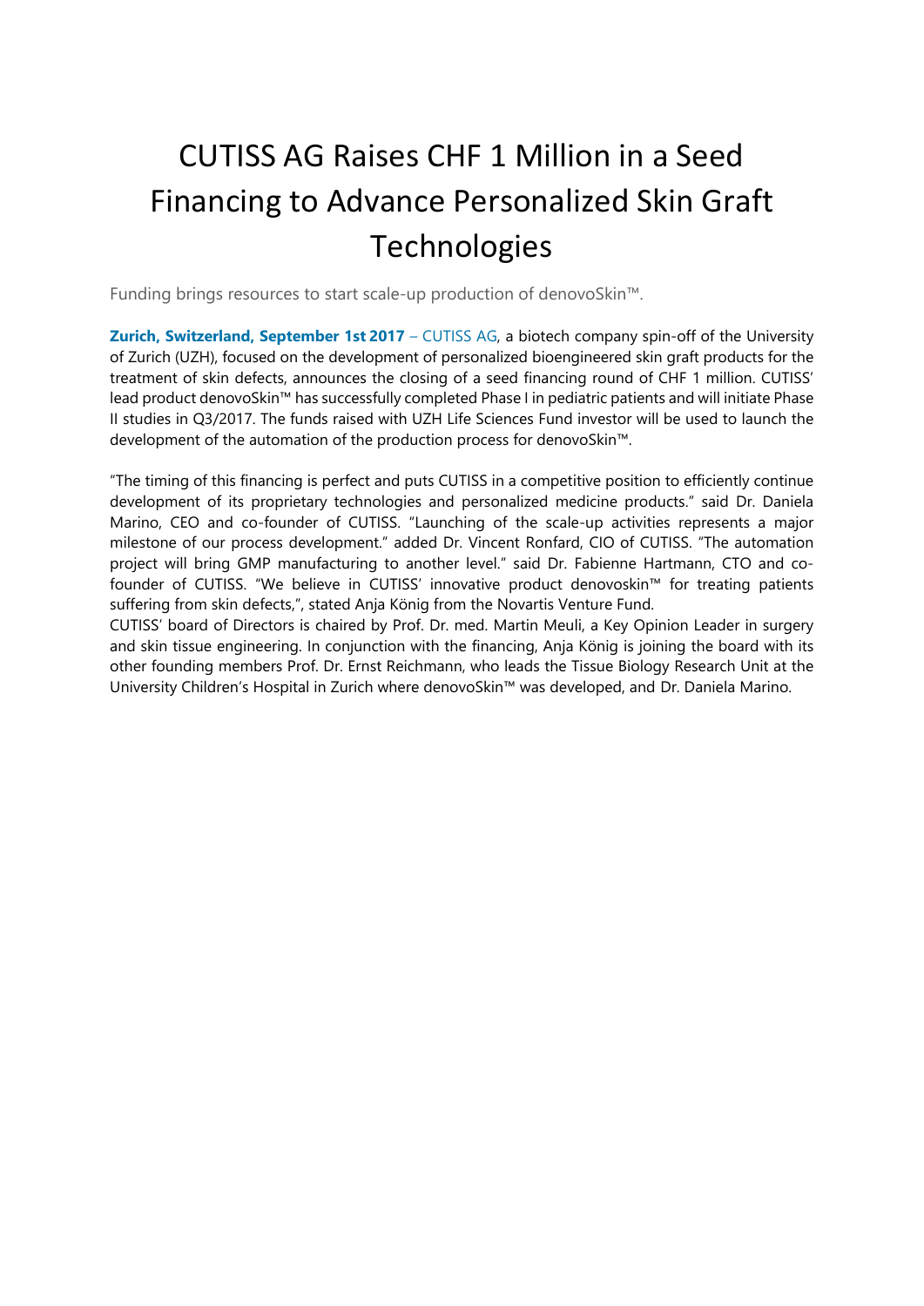# CUTISS AG Raises CHF 1 Million in a Seed Financing to Advance Personalized Skin Graft Technologies

Funding brings resources to start scale-up production of denovoSkin™.

**Zurich, Switzerland, September 1st 2017** – CUTISS AG, a biotech company spin-off of the University of Zurich (UZH), focused on the development of personalized bioengineered skin graft products for the treatment of skin defects, announces the closing of a seed financing round of CHF 1 million. CUTISS' lead product denovoSkin™ has successfully completed Phase I in pediatric patients and will initiate Phase II studies in Q3/2017. The funds raised with UZH Life Sciences Fund investor will be used to launch the development of the automation of the production process for denovoSkin™.

"The timing of this financing is perfect and puts CUTISS in a competitive position to efficiently continue development of its proprietary technologies and personalized medicine products." said Dr. Daniela Marino, CEO and co-founder of CUTISS. "Launching of the scale-up activities represents a major milestone of our process development." added Dr. Vincent Ronfard, CIO of CUTISS. "The automation project will bring GMP manufacturing to another level." said Dr. Fabienne Hartmann, CTO and co-founder of CUTISS. "We believe in CUTISS' innovative product denovoskin™ for treating patients suffering from skin defects,", stated Anja König from the Novartis Venture Fund.

CUTISS' board of Directors is chaired by Prof. Dr. med. Martin Meuli, a Key Opinion Leader in surgery and skin tissue engineering. In conjunction with the financing, Anja König is joining the board with its other founding members Prof. Dr. Ernst Reichmann, who leads the Tissue Biology Research Unit at the University Children's Hospital in Zurich where denovoSkin™ was developed, and Dr. Daniela Marino.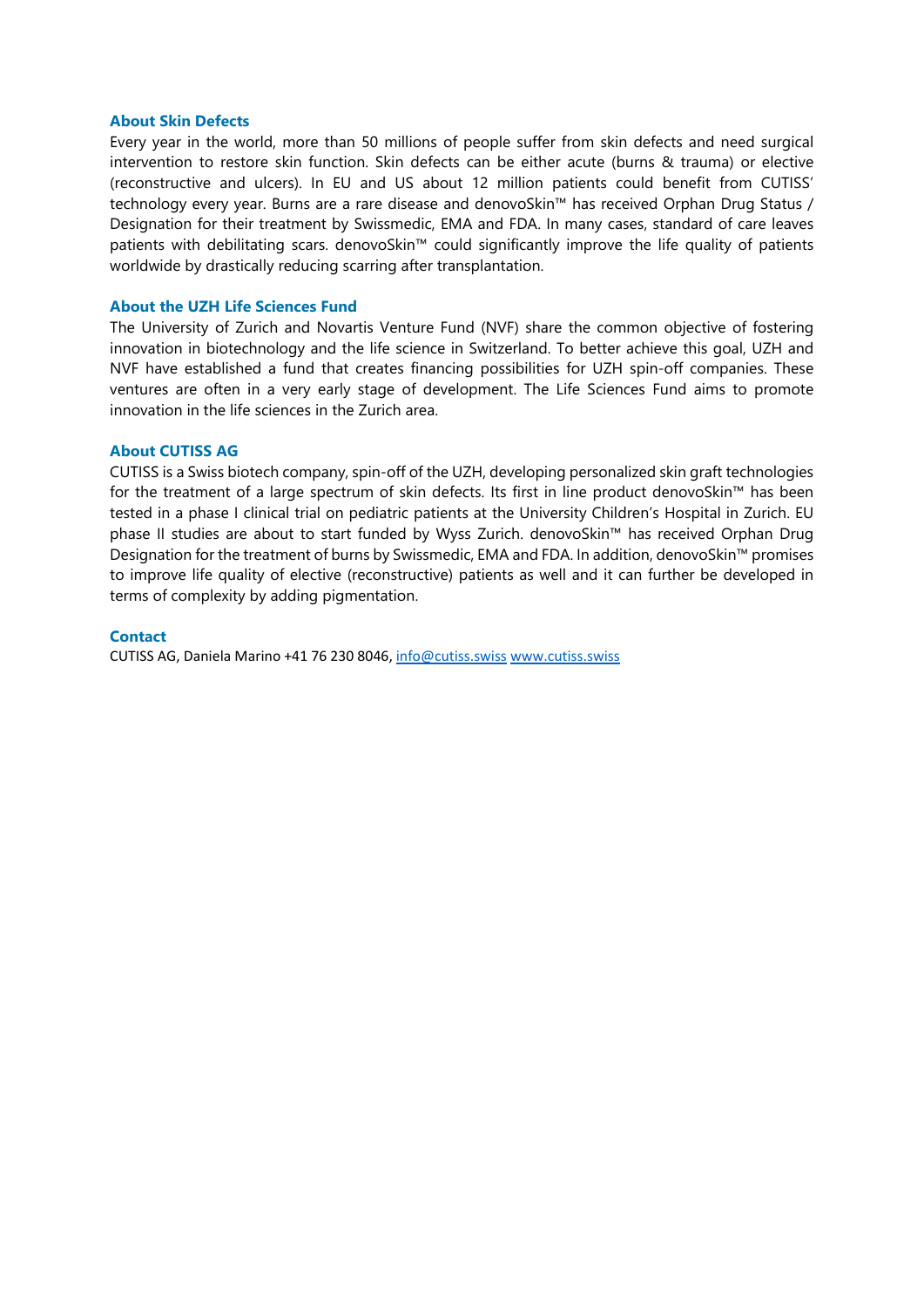### About Skin Defects

Every year in the world, more than 50 millions of people suffer from skin defects and need surgical intervention to restore skin function. Skin defects can be either acute (burns & trauma) or elective (reconstructive and ulcers). In EU and US about 12 million patients could benefit from CUTISS' technology every year. Burns are a rare disease and denovoSkin™ has received Orphan Drug Status / Designation for their treatment by Swissmedic, EMA and FDA. In many cases, standard of care leaves patients with debilitating scars. denovoSkin™ could significantly improve the life quality of patients worldwide by drastically reducing scarring after transplantation.

### About the UZH Life Sciences Fund

The University of Zurich and Novartis Venture Fund (NVF) share the common objective of fostering innovation in biotechnology and the life science in Switzerland. To better achieve this goal, UZH and NVF have established a fund that creates financing possibilities for UZH spin-off companies. These ventures are often in a very early stage of development. The Life Sciences Fund aims to promote innovation in the life sciences in the Zurich area.

### About CUTISS AG

CUTISS is a Swiss biotech company, spin-off of the UZH, developing personalized skin graft technologies for the treatment of a large spectrum of skin defects. Its first in line product denovoSkin™ has been tested in a phase I clinical trial on pediatric patients at the University Children's Hospital in Zurich. EU phase II studies are about to start funded by Wyss Zurich. denovoSkin™ has received Orphan Drug Designation for the treatment of burns by Swissmedic, EMA and FDA. In addition, denovoSkin™ promises to improve life quality of elective (reconstructive) patients as well and it can further be developed in terms of complexity by adding pigmentation.

### Contact

CUTISS AG, Daniela Marino +41 76 230 8046, info@cutiss.swiss www.cutiss.swiss